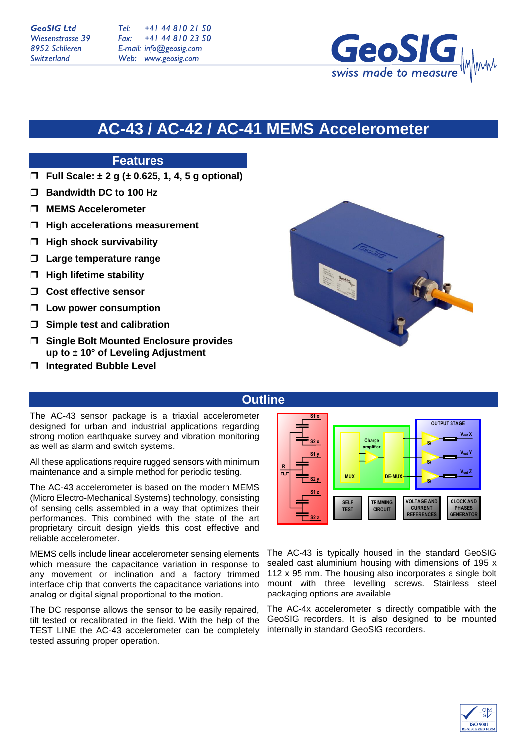GeoSIG Ltd
Wiesenstrasse 39
8952 Schlieren
Switzerland

Tel: +41 44 810 21 50
Fax: +41 44 810 23 50
E-mail: info@geosig.com
Web: www.geosig.com

GeoSIG swiss made to measure

# AC-43 / AC-42 / AC-41 MEMS Accelerometer

## Features

- **Full Scale: ± 2 g (± 0.625, 1, 4, 5 g optional)**
- **Bandwidth DC to 100 Hz**
- **MEMS Accelerometer**
- **High accelerations measurement**
- **High shock survivability**
- **Large temperature range**
- **High lifetime stability**
- **Cost effective sensor**
- **Low power consumption**
- **Simple test and calibration**
- **Single Bolt Mounted Enclosure provides up to ± 10° of Leveling Adjustment**
- **Integrated Bubble Level**

## Outline

The AC-43 sensor package is a triaxial accelerometer designed for urban and industrial applications regarding strong motion earthquake survey and vibration monitoring as well as alarm and switch systems.

All these applications require rugged sensors with minimum maintenance and a simple method for periodic testing.

The AC-43 accelerometer is based on the modern MEMS (Micro Electro-Mechanical Systems) technology, consisting of sensing cells assembled in a way that optimizes their performances. This combined with the state of the art proprietary circuit design yields this cost effective and reliable accelerometer.

MEMS cells include linear accelerometer sensing elements which measure the capacitance variation in response to any movement or inclination and a factory trimmed interface chip that converts the capacitance variations into analog or digital signal proportional to the motion.

The DC response allows the sensor to be easily repaired, tilt tested or recalibrated in the field. With the help of the TEST LINE the AC-43 accelerometer can be completely tested assuring proper operation.

The AC-43 is typically housed in the standard GeoSIG sealed cast aluminium housing with dimensions of 195 x 112 x 95 mm. The housing also incorporates a single bolt mount with three levelling screws. Stainless steel packaging options are available.

The AC-4x accelerometer is directly compatible with the GeoSIG recorders. It is also designed to be mounted internally in standard GeoSIG recorders.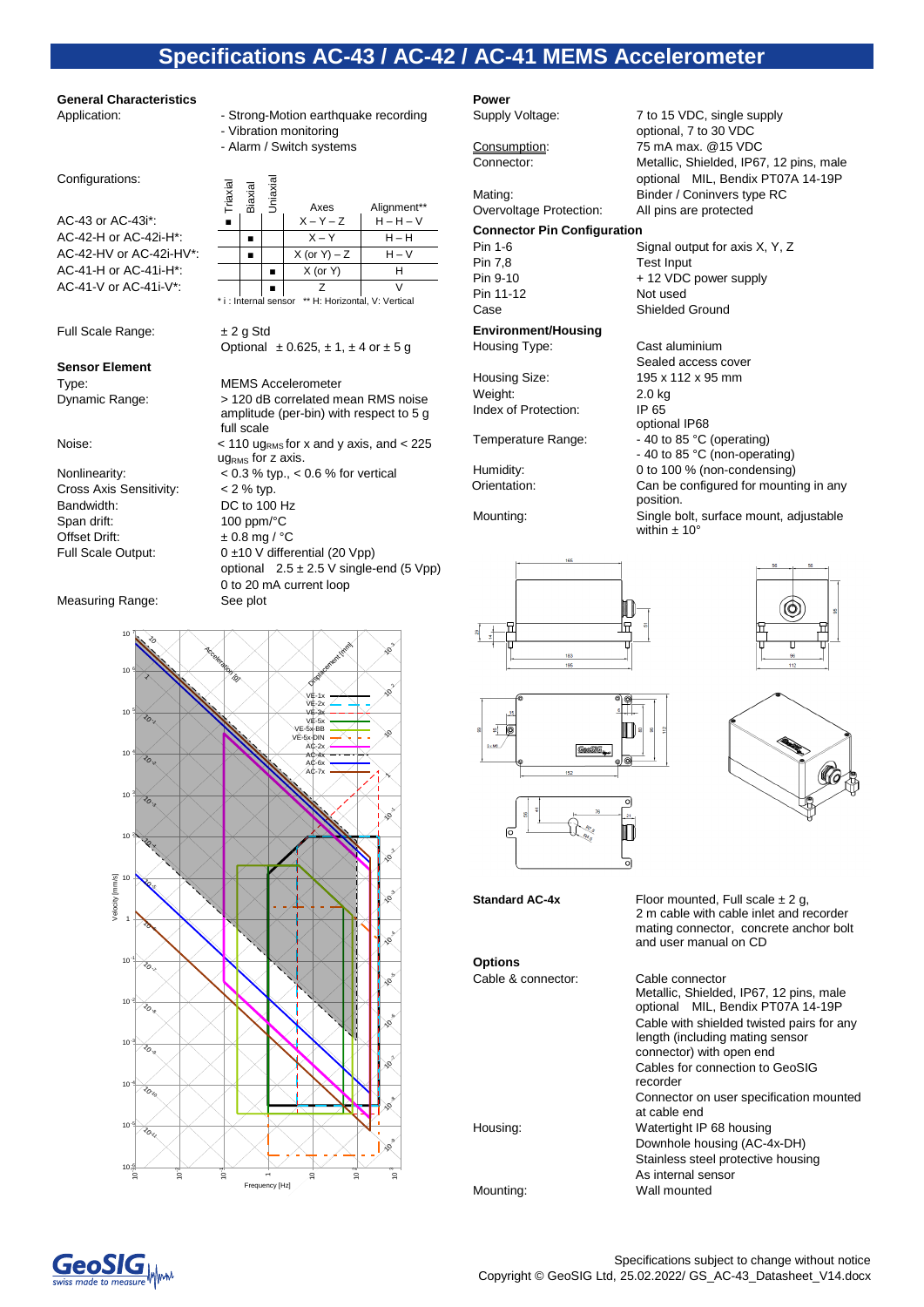# Specifications AC-43 / AC-42 / AC-41 MEMS Accelerometer

## General Characteristics

Application:
- Strong-Motion earthquake recording
- Vibration monitoring
- Alarm / Switch systems

Configurations:

| | Triaxial | Biaxial | Uniaxial | Axes | Alignment** |
|---|---|---|---|---|---|
| AC-43 or AC-43i*: | ■ | | | X – Y – Z | H – H – V |
| AC-42-H or AC-42i-H*: | | ■ | | X – Y | H – H |
| AC-42-HV or AC-42i-HV*: | | ■ | | X (or Y) – Z | H – V |
| AC-41-H or AC-41i-H*: | | | ■ | X (or Y) | H |
| AC-41-V or AC-41i-V*: | | | ■ | Z | V |

\* i : Internal sensor  ** H: Horizontal, V: Vertical

Full Scale Range: ± 2 g Std
Optional ± 0.625, ± 1, ± 4 or ± 5 g

## Sensor Element

Type: MEMS Accelerometer

Dynamic Range: > 120 dB correlated mean RMS noise amplitude (per-bin) with respect to 5 g full scale

Noise: < 110 $ug_{RMS}$ for x and y axis, and < 225 $ug_{RMS}$ for z axis.

Nonlinearity: < 0.3 % typ., < 0.6 % for vertical

Cross Axis Sensitivity: < 2 % typ.

Bandwidth: DC to 100 Hz

Span drift: 100 ppm/°C

Offset Drift: ± 0.8 mg / °C

Full Scale Output: 0 ±10 V differential (20 Vpp)
optional 2.5 ± 2.5 V single-end (5 Vpp)
0 to 20 mA current loop

Measuring Range: See plot

Velocity [mm/s]
Frequency [Hz]
Acceleration [g]
Displacement [mm]
VE-1x
VE-2x
VE-3x
VE-5x
VE-5x-BB
VE-5x-DIN
AC-2x
AC-4x
AC-6x
AC-7x

## Power

Supply Voltage: 7 to 15 VDC, single supply
optional, 7 to 30 VDC

Consumption: 75 mA max. @15 VDC

Connector: Metallic, Shielded, IP67, 12 pins, male
optional MIL, Bendix PT07A 14-19P

Mating: Binder / Coninvers type RC

Overvoltage Protection: All pins are protected

## Connector Pin Configuration

| | |
|---|---|
| Pin 1-6 | Signal output for axis X, Y, Z |
| Pin 7,8 | Test Input |
| Pin 9-10 | + 12 VDC power supply |
| Pin 11-12 | Not used |
| Case | Shielded Ground |

## Environment/Housing

Housing Type: Cast aluminium
Sealed access cover

Housing Size: 195 x 112 x 95 mm

Weight: 2.0 kg

Index of Protection: IP 65
optional IP68

Temperature Range: - 40 to 85 °C (operating)
- 40 to 85 °C (non-operating)

Humidity: 0 to 100 % (non-condensing)

Orientation: Can be configured for mounting in any position.

Mounting: Single bolt, surface mount, adjustable within ± 10°

**Standard AC-4x**: Floor mounted, Full scale ± 2 g, 2 m cable with cable inlet and recorder mating connector, concrete anchor bolt and user manual on CD

## Options

Cable & connector:
- Cable connector
  Metallic, Shielded, IP67, 12 pins, male
  optional MIL, Bendix PT07A 14-19P
- Cable with shielded twisted pairs for any length (including mating sensor connector) with open end
- Cables for connection to GeoSIG recorder
- Connector on user specification mounted at cable end

Housing:
- Watertight IP 68 housing
- Downhole housing (AC-4x-DH)
- Stainless steel protective housing
- As internal sensor

Mounting: Wall mounted

Specifications subject to change without notice
Copyright © GeoSIG Ltd, 25.02.2022/ GS_AC-43_Datasheet_V14.docx